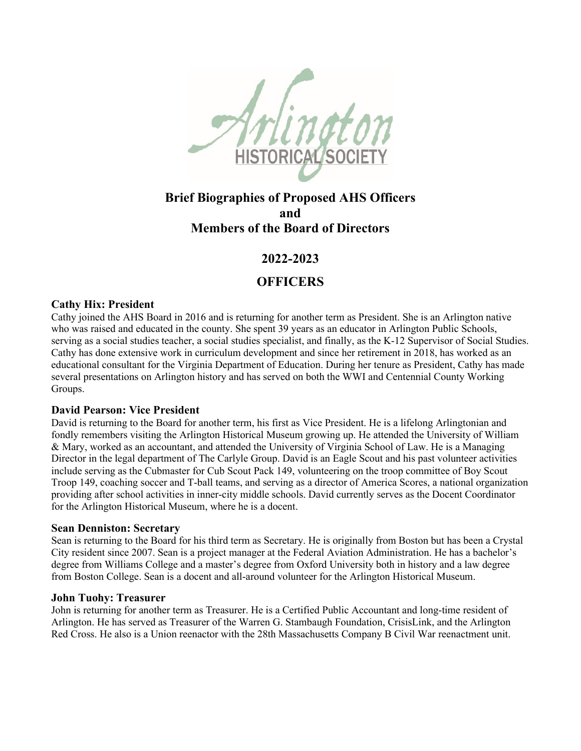Arlington HISTORICAL SOCIETY

# Brief Biographies of Proposed AHS Officers and Members of the Board of Directors

## 2022-2023

## OFFICERS

### Cathy Hix: President

Cathy joined the AHS Board in 2016 and is returning for another term as President. She is an Arlington native who was raised and educated in the county. She spent 39 years as an educator in Arlington Public Schools, serving as a social studies teacher, a social studies specialist, and finally, as the K-12 Supervisor of Social Studies. Cathy has done extensive work in curriculum development and since her retirement in 2018, has worked as an educational consultant for the Virginia Department of Education. During her tenure as President, Cathy has made several presentations on Arlington history and has served on both the WWI and Centennial County Working Groups.

### David Pearson: Vice President

David is returning to the Board for another term, his first as Vice President. He is a lifelong Arlingtonian and fondly remembers visiting the Arlington Historical Museum growing up. He attended the University of William & Mary, worked as an accountant, and attended the University of Virginia School of Law. He is a Managing Director in the legal department of The Carlyle Group. David is an Eagle Scout and his past volunteer activities include serving as the Cubmaster for Cub Scout Pack 149, volunteering on the troop committee of Boy Scout Troop 149, coaching soccer and T-ball teams, and serving as a director of America Scores, a national organization providing after school activities in inner-city middle schools. David currently serves as the Docent Coordinator for the Arlington Historical Museum, where he is a docent.

### Sean Denniston: Secretary

Sean is returning to the Board for his third term as Secretary. He is originally from Boston but has been a Crystal City resident since 2007. Sean is a project manager at the Federal Aviation Administration. He has a bachelor's degree from Williams College and a master's degree from Oxford University both in history and a law degree from Boston College. Sean is a docent and all-around volunteer for the Arlington Historical Museum.

### John Tuohy: Treasurer

John is returning for another term as Treasurer. He is a Certified Public Accountant and long-time resident of Arlington. He has served as Treasurer of the Warren G. Stambaugh Foundation, CrisisLink, and the Arlington Red Cross. He also is a Union reenactor with the 28th Massachusetts Company B Civil War reenactment unit.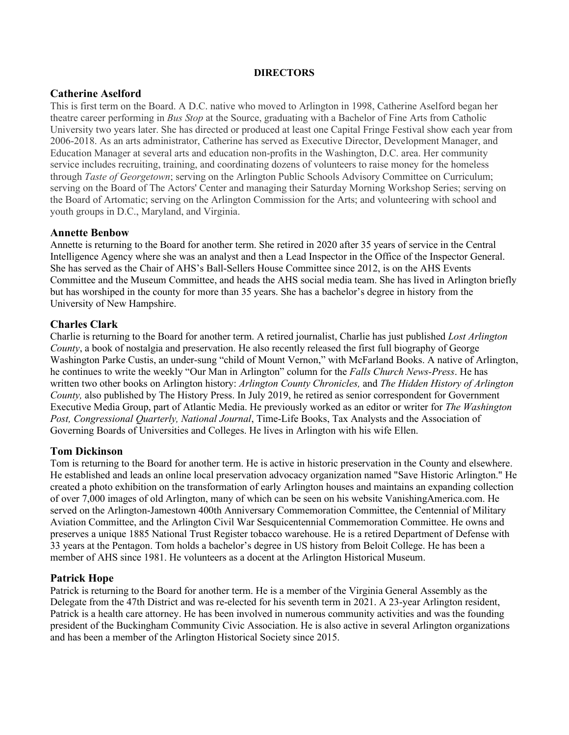**DIRECTORS**

## Catherine Aselford

This is first term on the Board. A D.C. native who moved to Arlington in 1998, Catherine Aselford began her theatre career performing in *Bus Stop* at the Source, graduating with a Bachelor of Fine Arts from Catholic University two years later. She has directed or produced at least one Capital Fringe Festival show each year from 2006-2018. As an arts administrator, Catherine has served as Executive Director, Development Manager, and Education Manager at several arts and education non-profits in the Washington, D.C. area. Her community service includes recruiting, training, and coordinating dozens of volunteers to raise money for the homeless through *Taste of Georgetown*; serving on the Arlington Public Schools Advisory Committee on Curriculum; serving on the Board of The Actors' Center and managing their Saturday Morning Workshop Series; serving on the Board of Artomatic; serving on the Arlington Commission for the Arts; and volunteering with school and youth groups in D.C., Maryland, and Virginia.

## Annette Benbow

Annette is returning to the Board for another term. She retired in 2020 after 35 years of service in the Central Intelligence Agency where she was an analyst and then a Lead Inspector in the Office of the Inspector General. She has served as the Chair of AHS's Ball-Sellers House Committee since 2012, is on the AHS Events Committee and the Museum Committee, and heads the AHS social media team. She has lived in Arlington briefly but has worshiped in the county for more than 35 years. She has a bachelor's degree in history from the University of New Hampshire.

## Charles Clark

Charlie is returning to the Board for another term. A retired journalist, Charlie has just published *Lost Arlington County*, a book of nostalgia and preservation. He also recently released the first full biography of George Washington Parke Custis, an under-sung "child of Mount Vernon," with McFarland Books. A native of Arlington, he continues to write the weekly "Our Man in Arlington" column for the *Falls Church News-Press*. He has written two other books on Arlington history: *Arlington County Chronicles,* and *The Hidden History of Arlington County,* also published by The History Press. In July 2019, he retired as senior correspondent for Government Executive Media Group, part of Atlantic Media. He previously worked as an editor or writer for *The Washington Post, Congressional Quarterly, National Journal*, Time-Life Books, Tax Analysts and the Association of Governing Boards of Universities and Colleges. He lives in Arlington with his wife Ellen.

## Tom Dickinson

Tom is returning to the Board for another term. He is active in historic preservation in the County and elsewhere. He established and leads an online local preservation advocacy organization named "Save Historic Arlington." He created a photo exhibition on the transformation of early Arlington houses and maintains an expanding collection of over 7,000 images of old Arlington, many of which can be seen on his website VanishingAmerica.com. He served on the Arlington-Jamestown 400th Anniversary Commemoration Committee, the Centennial of Military Aviation Committee, and the Arlington Civil War Sesquicentennial Commemoration Committee. He owns and preserves a unique 1885 National Trust Register tobacco warehouse. He is a retired Department of Defense with 33 years at the Pentagon. Tom holds a bachelor's degree in US history from Beloit College. He has been a member of AHS since 1981. He volunteers as a docent at the Arlington Historical Museum.

## Patrick Hope

Patrick is returning to the Board for another term. He is a member of the Virginia General Assembly as the Delegate from the 47th District and was re-elected for his seventh term in 2021. A 23-year Arlington resident, Patrick is a health care attorney. He has been involved in numerous community activities and was the founding president of the Buckingham Community Civic Association. He is also active in several Arlington organizations and has been a member of the Arlington Historical Society since 2015.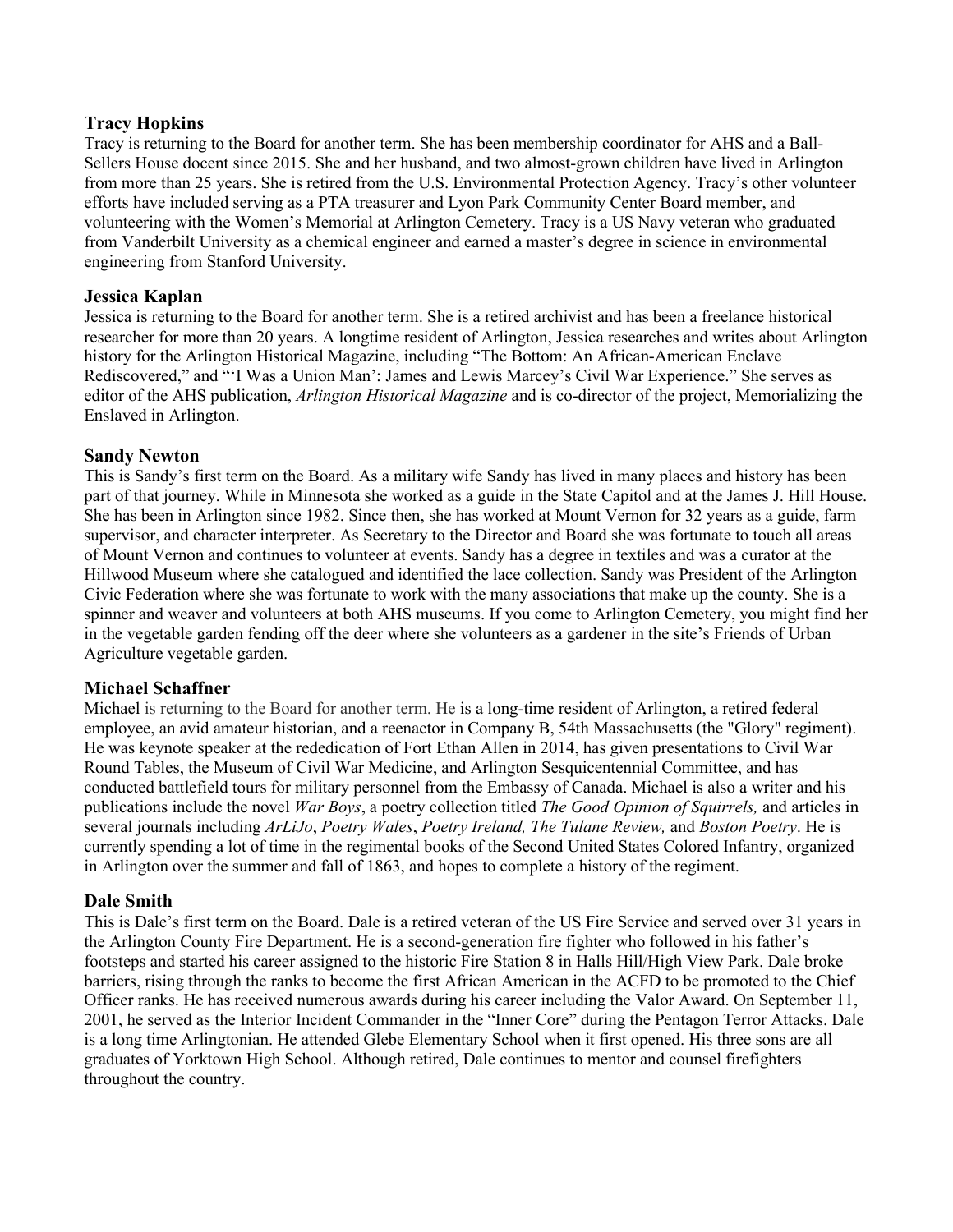### Tracy Hopkins

Tracy is returning to the Board for another term. She has been membership coordinator for AHS and a Ball-Sellers House docent since 2015. She and her husband, and two almost-grown children have lived in Arlington from more than 25 years. She is retired from the U.S. Environmental Protection Agency. Tracy's other volunteer efforts have included serving as a PTA treasurer and Lyon Park Community Center Board member, and volunteering with the Women's Memorial at Arlington Cemetery. Tracy is a US Navy veteran who graduated from Vanderbilt University as a chemical engineer and earned a master's degree in science in environmental engineering from Stanford University.

### Jessica Kaplan

Jessica is returning to the Board for another term. She is a retired archivist and has been a freelance historical researcher for more than 20 years. A longtime resident of Arlington, Jessica researches and writes about Arlington history for the Arlington Historical Magazine, including "The Bottom: An African-American Enclave Rediscovered," and "'I Was a Union Man': James and Lewis Marcey's Civil War Experience." She serves as editor of the AHS publication, *Arlington Historical Magazine* and is co-director of the project, Memorializing the Enslaved in Arlington.

### Sandy Newton

This is Sandy's first term on the Board. As a military wife Sandy has lived in many places and history has been part of that journey. While in Minnesota she worked as a guide in the State Capitol and at the James J. Hill House. She has been in Arlington since 1982. Since then, she has worked at Mount Vernon for 32 years as a guide, farm supervisor, and character interpreter. As Secretary to the Director and Board she was fortunate to touch all areas of Mount Vernon and continues to volunteer at events. Sandy has a degree in textiles and was a curator at the Hillwood Museum where she catalogued and identified the lace collection. Sandy was President of the Arlington Civic Federation where she was fortunate to work with the many associations that make up the county. She is a spinner and weaver and volunteers at both AHS museums. If you come to Arlington Cemetery, you might find her in the vegetable garden fending off the deer where she volunteers as a gardener in the site's Friends of Urban Agriculture vegetable garden.

### Michael Schaffner

Michael is returning to the Board for another term. He is a long-time resident of Arlington, a retired federal employee, an avid amateur historian, and a reenactor in Company B, 54th Massachusetts (the "Glory" regiment). He was keynote speaker at the rededication of Fort Ethan Allen in 2014, has given presentations to Civil War Round Tables, the Museum of Civil War Medicine, and Arlington Sesquicentennial Committee, and has conducted battlefield tours for military personnel from the Embassy of Canada. Michael is also a writer and his publications include the novel *War Boys*, a poetry collection titled *The Good Opinion of Squirrels,* and articles in several journals including *ArLiJo*, *Poetry Wales*, *Poetry Ireland, The Tulane Review,* and *Boston Poetry*. He is currently spending a lot of time in the regimental books of the Second United States Colored Infantry, organized in Arlington over the summer and fall of 1863, and hopes to complete a history of the regiment.

### Dale Smith

This is Dale's first term on the Board. Dale is a retired veteran of the US Fire Service and served over 31 years in the Arlington County Fire Department. He is a second-generation fire fighter who followed in his father's footsteps and started his career assigned to the historic Fire Station 8 in Halls Hill/High View Park. Dale broke barriers, rising through the ranks to become the first African American in the ACFD to be promoted to the Chief Officer ranks. He has received numerous awards during his career including the Valor Award. On September 11, 2001, he served as the Interior Incident Commander in the "Inner Core" during the Pentagon Terror Attacks. Dale is a long time Arlingtonian. He attended Glebe Elementary School when it first opened. His three sons are all graduates of Yorktown High School. Although retired, Dale continues to mentor and counsel firefighters throughout the country.